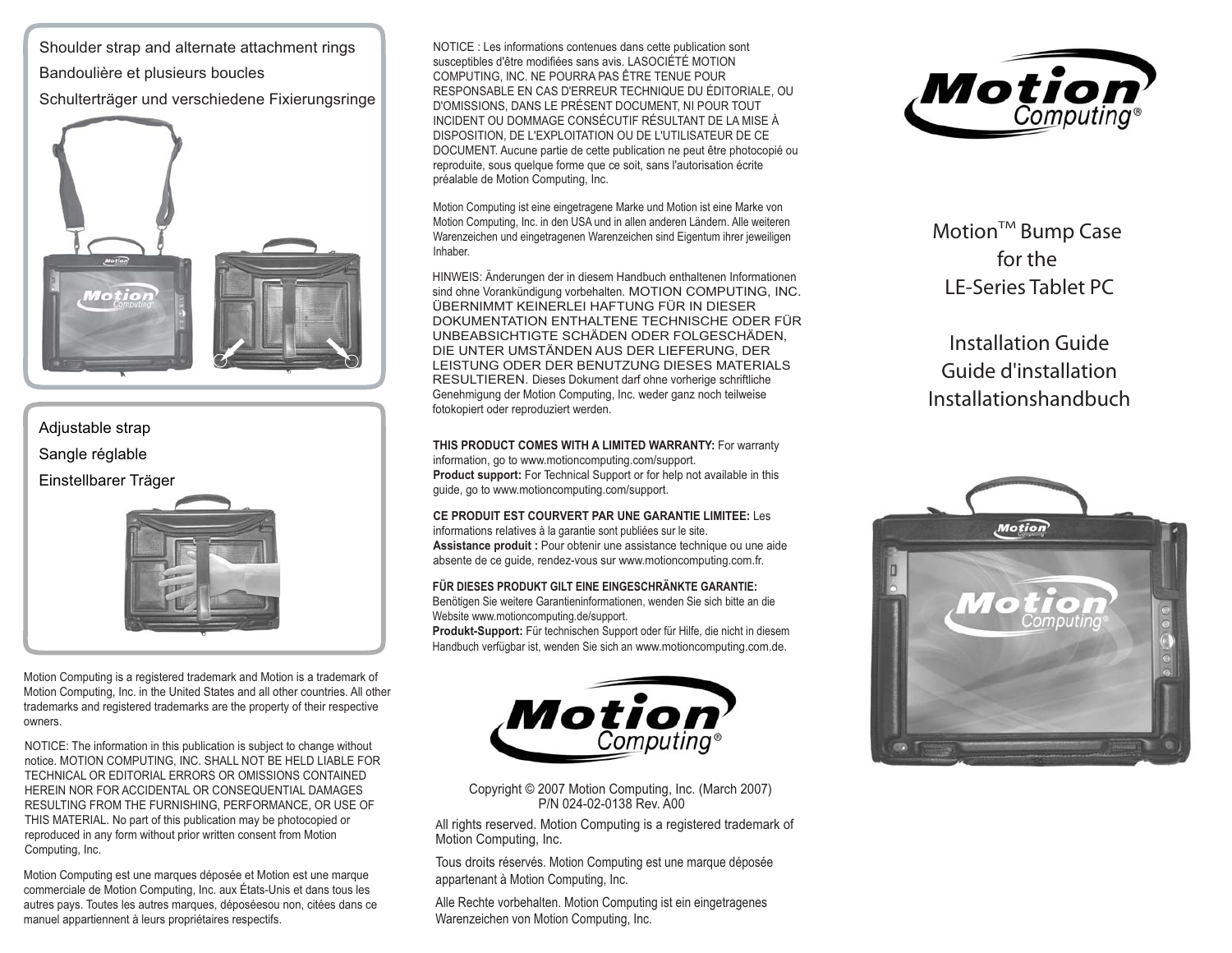Shoulder strap and alternate attachment rings

Bandoulière et plusieurs boucles

Schulterträger und verschiedene Fixierungsringe

Adjustable strap

Sangle réglable

Einstellbarer Träger

Motion Computing is a registered trademark and Motion is a trademark of Motion Computing, Inc. in the United States and all other countries. All other trademarks and registered trademarks are the property of their respective owners.

NOTICE: The information in this publication is subject to change without notice. MOTION COMPUTING, INC. SHALL NOT BE HELD LIABLE FOR TECHNICAL OR EDITORIAL ERRORS OR OMISSIONS CONTAINED HEREIN NOR FOR ACCIDENTAL OR CONSEQUENTIAL DAMAGES RESULTING FROM THE FURNISHING, PERFORMANCE, OR USE OF THIS MATERIAL. No part of this publication may be photocopied or reproduced in any form without prior written consent from Motion Computing, Inc.

Motion Computing est une marques déposée et Motion est une marque commerciale de Motion Computing, Inc. aux États-Unis et dans tous les autres pays. Toutes les autres marques, déposéesou non, citées dans ce manuel appartiennent à leurs propriétaires respectifs.

NOTICE : Les informations contenues dans cette publication sont susceptibles d'être modifiées sans avis. LASOCIÉTÉ MOTION COMPUTING, INC. NE POURRA PAS ÊTRE TENUE POUR RESPONSABLE EN CAS D'ERREUR TECHNIQUE DU ÉDITORIALE, OU D'OMISSIONS, DANS LE PRÉSENT DOCUMENT, NI POUR TOUT INCIDENT OU DOMMAGE CONSÉCUTIF RÉSULTANT DE LA MISE À DISPOSITION, DE L'EXPLOITATION OU DE L'UTILISATEUR DE CE DOCUMENT. Aucune partie de cette publication ne peut être photocopié ou reproduite, sous quelque forme que ce soit, sans l'autorisation écrite préalable de Motion Computing, Inc.

Motion Computing ist eine eingetragene Marke und Motion ist eine Marke von Motion Computing, Inc. in den USA und in allen anderen Ländern. Alle weiteren Warenzeichen und eingetragenen Warenzeichen sind Eigentum ihrer jeweiligen Inhaber.

HINWEIS: Änderungen der in diesem Handbuch enthaltenen Informationen sind ohne Vorankündigung vorbehalten. MOTION COMPUTING, INC. ÜBERNIMMT KEINERLEI HAFTUNG FÜR IN DIESER DOKUMENTATION ENTHALTENE TECHNISCHE ODER FÜR UNBEABSICHTIGTE SCHÄDEN ODER FOLGESCHÄDEN, DIE UNTER UMSTÄNDEN AUS DER LIEFERUNG, DER LEISTUNG ODER DER BENUTZUNG DIESES MATERIALS RESULTIEREN. Dieses Dokument darf ohne vorherige schriftliche Genehmigung der Motion Computing, Inc. weder ganz noch teilweise fotokopiert oder reproduziert werden.

**THIS PRODUCT COMES WITH A LIMITED WARRANTY:** For warranty information, go to www.motioncomputing.com/support.
**Product support:** For Technical Support or for help not available in this guide, go to www.motioncomputing.com/support.

**CE PRODUIT EST COURVERT PAR UNE GARANTIE LIMITEE:** Les informations relatives à la garantie sont publiées sur le site.
**Assistance produit :** Pour obtenir une assistance technique ou une aide absente de ce guide, rendez-vous sur www.motioncomputing.com.fr.

**FÜR DIESES PRODUKT GILT EINE EINGESCHRÄNKTE GARANTIE:** Benötigen Sie weitere Garantieninformationen, wenden Sie sich bitte an die Website www.motioncomputing.de/support.
**Produkt-Support:** Für technischen Support oder für Hilfe, die nicht in diesem Handbuch verfügbar ist, wenden Sie sich an www.motioncomputing.com.de.

Motion Computing®

Copyright © 2007 Motion Computing, Inc. (March 2007)
P/N 024-02-0138 Rev. A00

All rights reserved. Motion Computing is a registered trademark of Motion Computing, Inc.

Tous droits réservés. Motion Computing est une marque déposée appartenant à Motion Computing, Inc.

Alle Rechte vorbehalten. Motion Computing ist ein eingetragenes Warenzeichen von Motion Computing, Inc.

Motion Computing®

# Motion™ Bump Case for the LE-Series Tablet PC

## Installation Guide
## Guide d'installation
## Installationshandbuch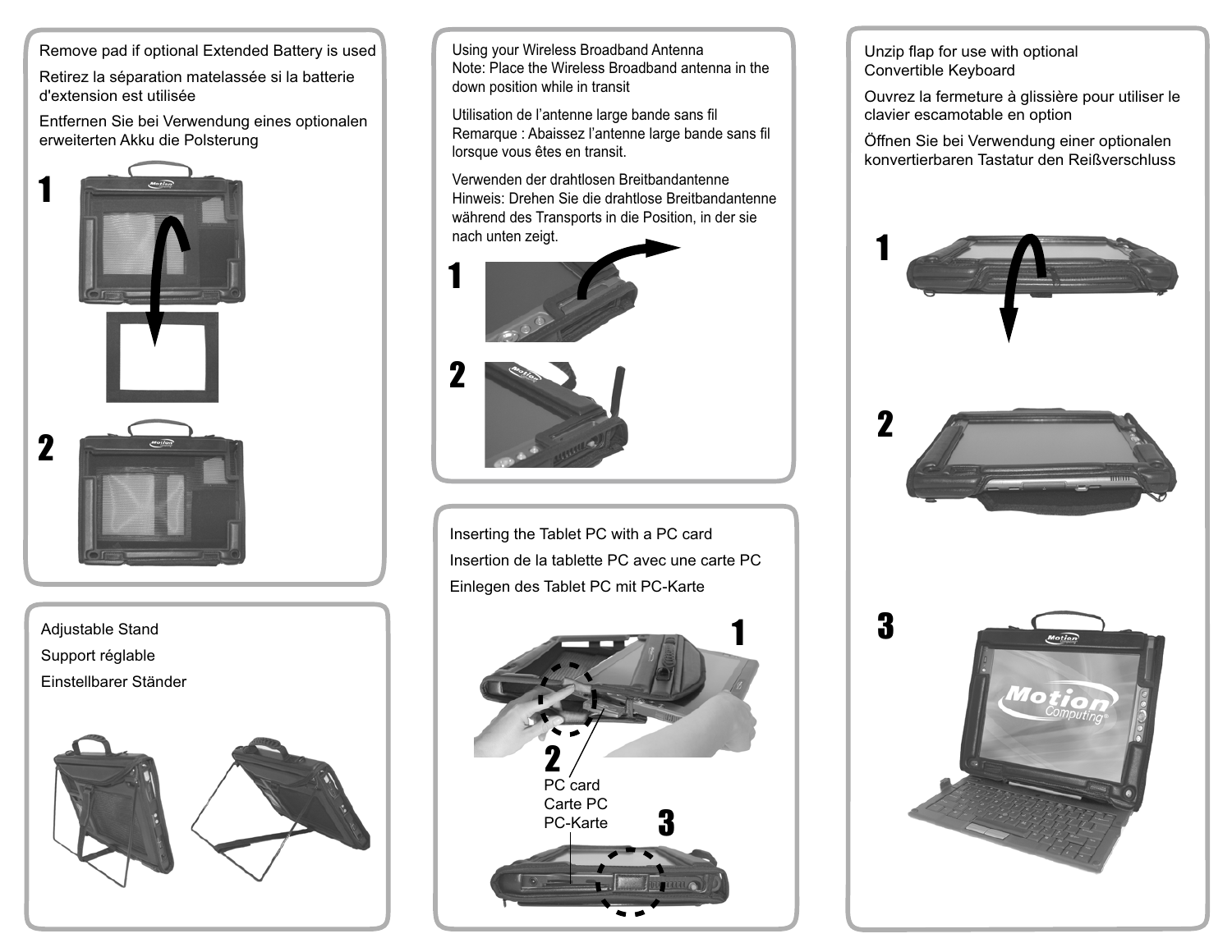Remove pad if optional Extended Battery is used

Retirez la séparation matelassée si la batterie d'extension est utilisée

Entfernen Sie bei Verwendung eines optionalen erweiterten Akku die Polsterung

1

2

Adjustable Stand

Support réglable

Einstellbarer Ständer

Using your Wireless Broadband Antenna
Note: Place the Wireless Broadband antenna in the down position while in transit

Utilisation de l'antenne large bande sans fil
Remarque : Abaissez l'antenne large bande sans fil lorsque vous êtes en transit.

Verwenden der drahtlosen Breitbandantenne
Hinweis: Drehen Sie die drahtlose Breitbandantenne während des Transports in die Position, in der sie nach unten zeigt.

1

2

Inserting the Tablet PC with a PC card

Insertion de la tablette PC avec une carte PC

Einlegen des Tablet PC mit PC-Karte

1

2

PC card
Carte PC
PC-Karte

3

Unzip flap for use with optional Convertible Keyboard

Ouvrez la fermeture à glissière pour utiliser le clavier escamotable en option

Öffnen Sie bei Verwendung einer optionalen konvertierbaren Tastatur den Reißverschluss

1

2

3